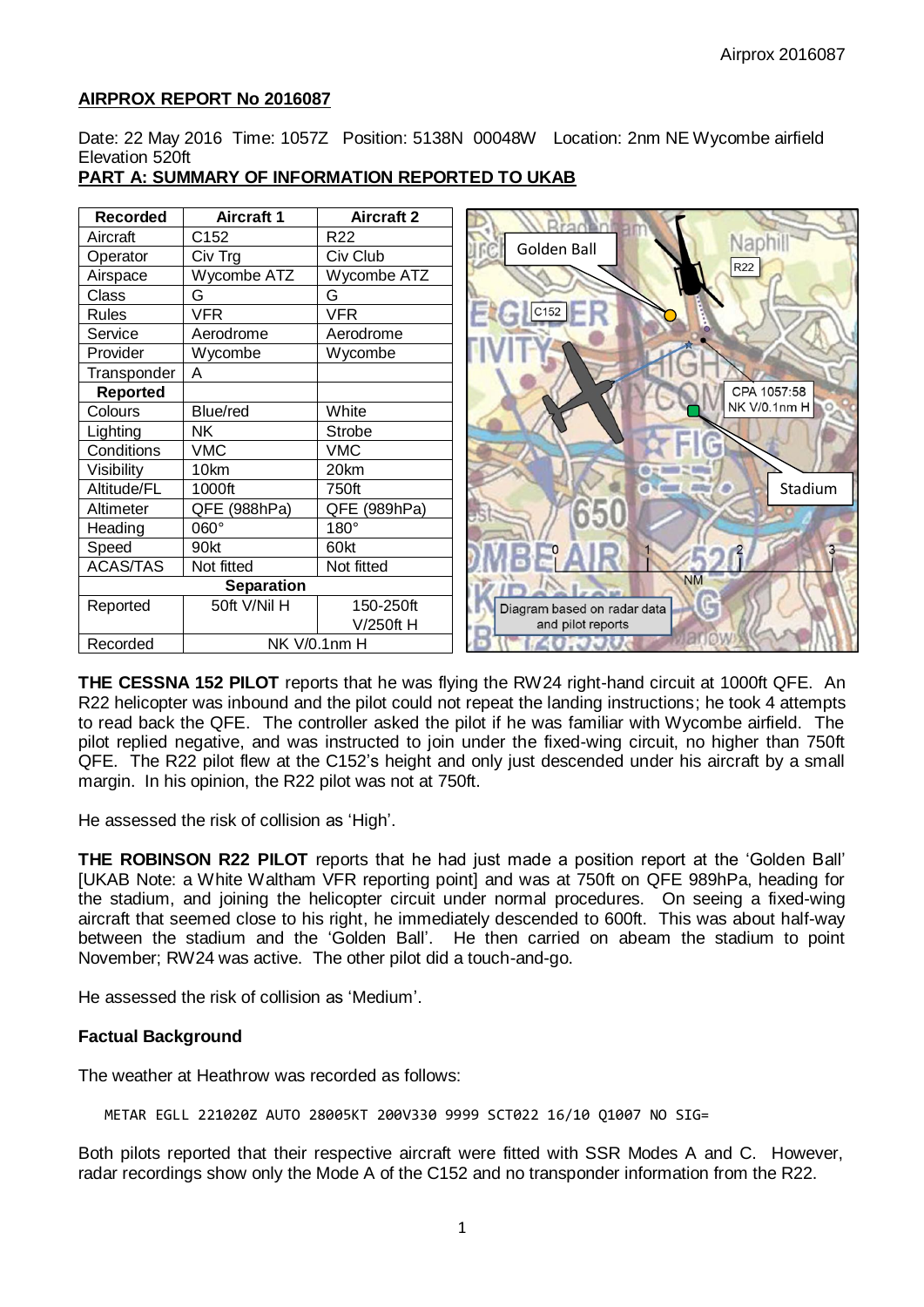**AIRPROX REPORT No 2016087**

Date: 22 May 2016 Time: 1057Z Position: 5138N 00048W Location: 2nm NE Wycombe airfield Elevation 520ft

**PART A: SUMMARY OF INFORMATION REPORTED TO UKAB**

| Recorded | Aircraft 1 | Aircraft 2 |
|---|---|---|
| Aircraft | C152 | R22 |
| Operator | Civ Trg | Civ Club |
| Airspace | Wycombe ATZ | Wycombe ATZ |
| Class | G | G |
| Rules | VFR | VFR |
| Service | Aerodrome | Aerodrome |
| Provider | Wycombe | Wycombe |
| Transponder | A | |
| **Reported** | | |
| Colours | Blue/red | White |
| Lighting | NK | Strobe |
| Conditions | VMC | VMC |
| Visibility | 10km | 20km |
| Altitude/FL | 1000ft | 750ft |
| Altimeter | QFE (988hPa) | QFE (989hPa) |
| Heading | 060° | 180° |
| Speed | 90kt | 60kt |
| ACAS/TAS | Not fitted | Not fitted |
| **Separation** | | |
| Reported | 50ft V/Nil H | 150-250ft V/250ft H |
| Recorded | NK V/0.1nm H | |

Diagram based on radar data and pilot reports

**THE CESSNA 152 PILOT** reports that he was flying the RW24 right-hand circuit at 1000ft QFE. An R22 helicopter was inbound and the pilot could not repeat the landing instructions; he took 4 attempts to read back the QFE. The controller asked the pilot if he was familiar with Wycombe airfield. The pilot replied negative, and was instructed to join under the fixed-wing circuit, no higher than 750ft QFE. The R22 pilot flew at the C152's height and only just descended under his aircraft by a small margin. In his opinion, the R22 pilot was not at 750ft.

He assessed the risk of collision as 'High'.

**THE ROBINSON R22 PILOT** reports that he had just made a position report at the 'Golden Ball' [UKAB Note: a White Waltham VFR reporting point] and was at 750ft on QFE 989hPa, heading for the stadium, and joining the helicopter circuit under normal procedures. On seeing a fixed-wing aircraft that seemed close to his right, he immediately descended to 600ft. This was about half-way between the stadium and the 'Golden Ball'. He then carried on abeam the stadium to point November; RW24 was active. The other pilot did a touch-and-go.

He assessed the risk of collision as 'Medium'.

**Factual Background**

The weather at Heathrow was recorded as follows:

```
METAR EGLL 221020Z AUTO 28005KT 200V330 9999 SCT022 16/10 Q1007 NO SIG=
```

Both pilots reported that their respective aircraft were fitted with SSR Modes A and C. However, radar recordings show only the Mode A of the C152 and no transponder information from the R22.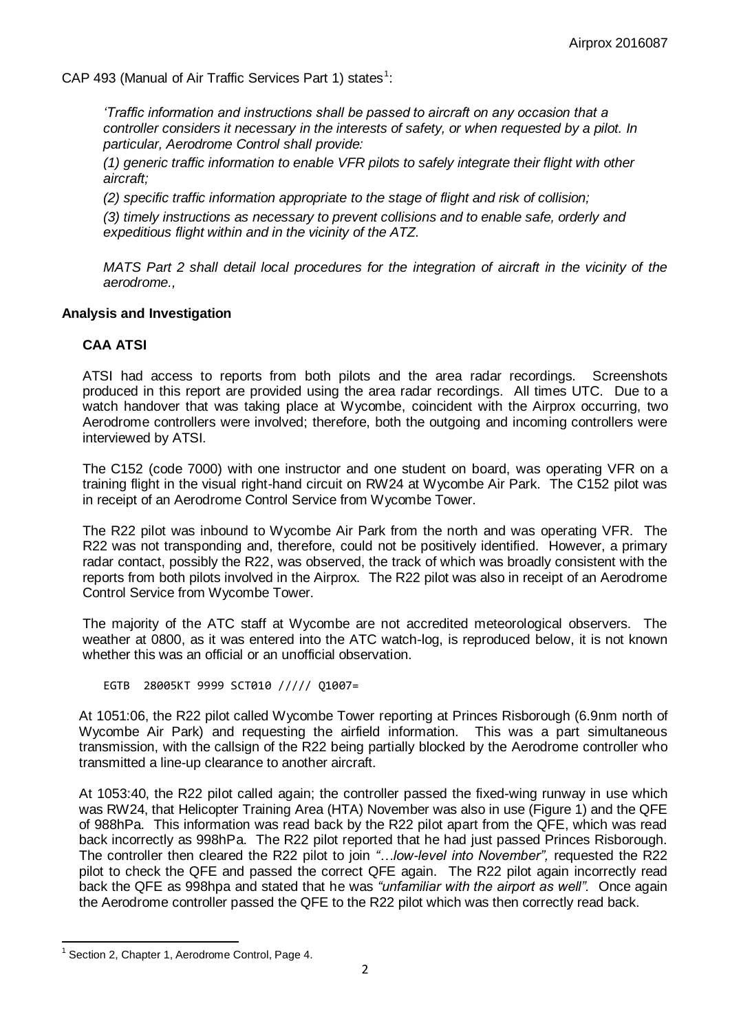CAP 493 (Manual of Air Traffic Services Part 1) states[1]:

> *'Traffic information and instructions shall be passed to aircraft on any occasion that a controller considers it necessary in the interests of safety, or when requested by a pilot. In particular, Aerodrome Control shall provide:*
>
> *(1) generic traffic information to enable VFR pilots to safely integrate their flight with other aircraft;*
>
> *(2) specific traffic information appropriate to the stage of flight and risk of collision;*
>
> *(3) timely instructions as necessary to prevent collisions and to enable safe, orderly and expeditious flight within and in the vicinity of the ATZ.*
>
> *MATS Part 2 shall detail local procedures for the integration of aircraft in the vicinity of the aerodrome.,*

## Analysis and Investigation

### CAA ATSI

ATSI had access to reports from both pilots and the area radar recordings. Screenshots produced in this report are provided using the area radar recordings. All times UTC. Due to a watch handover that was taking place at Wycombe, coincident with the Airprox occurring, two Aerodrome controllers were involved; therefore, both the outgoing and incoming controllers were interviewed by ATSI.

The C152 (code 7000) with one instructor and one student on board, was operating VFR on a training flight in the visual right-hand circuit on RW24 at Wycombe Air Park. The C152 pilot was in receipt of an Aerodrome Control Service from Wycombe Tower.

The R22 pilot was inbound to Wycombe Air Park from the north and was operating VFR. The R22 was not transponding and, therefore, could not be positively identified. However, a primary radar contact, possibly the R22, was observed, the track of which was broadly consistent with the reports from both pilots involved in the Airprox. The R22 pilot was also in receipt of an Aerodrome Control Service from Wycombe Tower.

The majority of the ATC staff at Wycombe are not accredited meteorological observers. The weather at 0800, as it was entered into the ATC watch-log, is reproduced below, it is not known whether this was an official or an unofficial observation.

```
EGTB  28005KT 9999 SCT010 ///// Q1007=
```

At 1051:06, the R22 pilot called Wycombe Tower reporting at Princes Risborough (6.9nm north of Wycombe Air Park) and requesting the airfield information. This was a part simultaneous transmission, with the callsign of the R22 being partially blocked by the Aerodrome controller who transmitted a line-up clearance to another aircraft.

At 1053:40, the R22 pilot called again; the controller passed the fixed-wing runway in use which was RW24, that Helicopter Training Area (HTA) November was also in use (Figure 1) and the QFE of 988hPa. This information was read back by the R22 pilot apart from the QFE, which was read back incorrectly as 998hPa. The R22 pilot reported that he had just passed Princes Risborough. The controller then cleared the R22 pilot to join *"…low-level into November",* requested the R22 pilot to check the QFE and passed the correct QFE again. The R22 pilot again incorrectly read back the QFE as 998hpa and stated that he was *"unfamiliar with the airport as well".* Once again the Aerodrome controller passed the QFE to the R22 pilot which was then correctly read back.

[1] Section 2, Chapter 1, Aerodrome Control, Page 4.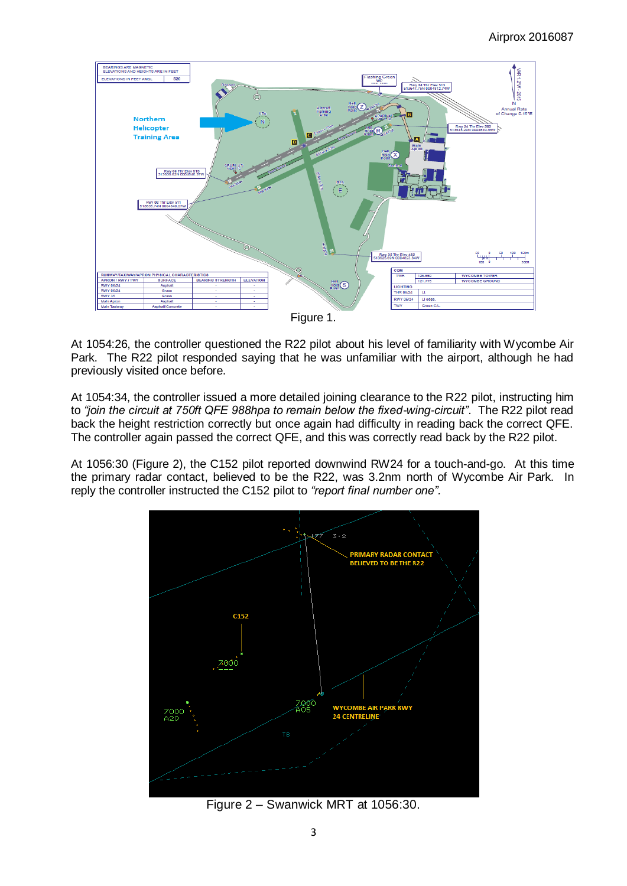Figure 1.

At 1054:26, the controller questioned the R22 pilot about his level of familiarity with Wycombe Air Park. The R22 pilot responded saying that he was unfamiliar with the airport, although he had previously visited once before.

At 1054:34, the controller issued a more detailed joining clearance to the R22 pilot, instructing him to *"join the circuit at 750ft QFE 988hpa to remain below the fixed-wing-circuit"*. The R22 pilot read back the height restriction correctly but once again had difficulty in reading back the correct QFE. The controller again passed the correct QFE, and this was correctly read back by the R22 pilot.

At 1056:30 (Figure 2), the C152 pilot reported downwind RW24 for a touch-and-go. At this time the primary radar contact, believed to be the R22, was 3.2nm north of Wycombe Air Park. In reply the controller instructed the C152 pilot to *"report final number one"*.

Figure 2 – Swanwick MRT at 1056:30.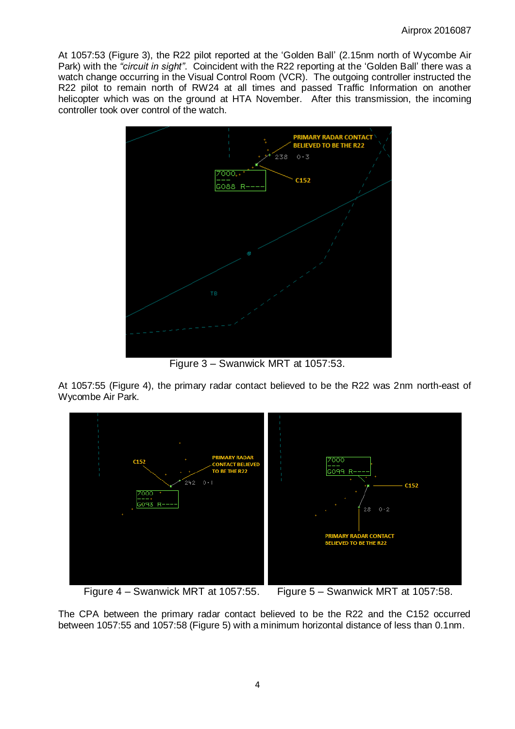At 1057:53 (Figure 3), the R22 pilot reported at the 'Golden Ball' (2.15nm north of Wycombe Air Park) with the *"circuit in sight"*. Coincident with the R22 reporting at the 'Golden Ball' there was a watch change occurring in the Visual Control Room (VCR). The outgoing controller instructed the R22 pilot to remain north of RW24 at all times and passed Traffic Information on another helicopter which was on the ground at HTA November. After this transmission, the incoming controller took over control of the watch.

Figure 3 – Swanwick MRT at 1057:53.

At 1057:55 (Figure 4), the primary radar contact believed to be the R22 was 2nm north-east of Wycombe Air Park.

Figure 4 – Swanwick MRT at 1057:55.

Figure 5 – Swanwick MRT at 1057:58.

The CPA between the primary radar contact believed to be the R22 and the C152 occurred between 1057:55 and 1057:58 (Figure 5) with a minimum horizontal distance of less than 0.1nm.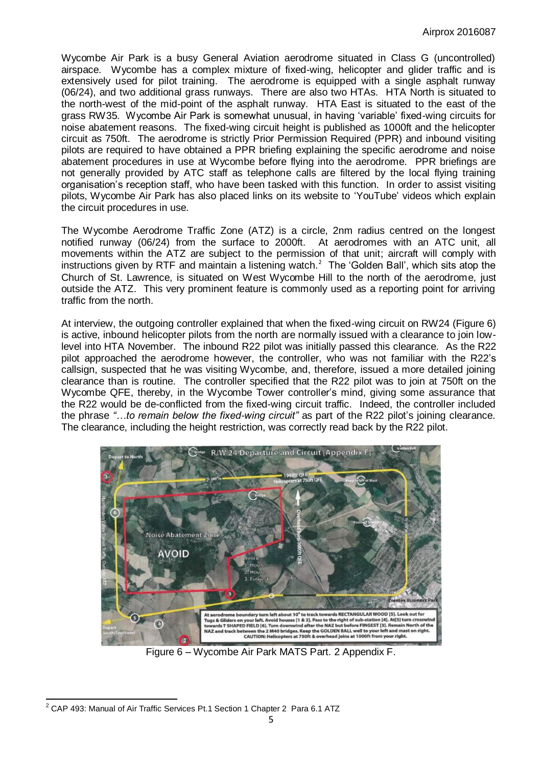Wycombe Air Park is a busy General Aviation aerodrome situated in Class G (uncontrolled) airspace. Wycombe has a complex mixture of fixed-wing, helicopter and glider traffic and is extensively used for pilot training. The aerodrome is equipped with a single asphalt runway (06/24), and two additional grass runways. There are also two HTAs. HTA North is situated to the north-west of the mid-point of the asphalt runway. HTA East is situated to the east of the grass RW35. Wycombe Air Park is somewhat unusual, in having 'variable' fixed-wing circuits for noise abatement reasons. The fixed-wing circuit height is published as 1000ft and the helicopter circuit as 750ft. The aerodrome is strictly Prior Permission Required (PPR) and inbound visiting pilots are required to have obtained a PPR briefing explaining the specific aerodrome and noise abatement procedures in use at Wycombe before flying into the aerodrome. PPR briefings are not generally provided by ATC staff as telephone calls are filtered by the local flying training organisation's reception staff, who have been tasked with this function. In order to assist visiting pilots, Wycombe Air Park has also placed links on its website to 'YouTube' videos which explain the circuit procedures in use.

The Wycombe Aerodrome Traffic Zone (ATZ) is a circle, 2nm radius centred on the longest notified runway (06/24) from the surface to 2000ft. At aerodromes with an ATC unit, all movements within the ATZ are subject to the permission of that unit; aircraft will comply with instructions given by RTF and maintain a listening watch.[2] The 'Golden Ball', which sits atop the Church of St. Lawrence, is situated on West Wycombe Hill to the north of the aerodrome, just outside the ATZ. This very prominent feature is commonly used as a reporting point for arriving traffic from the north.

At interview, the outgoing controller explained that when the fixed-wing circuit on RW24 (Figure 6) is active, inbound helicopter pilots from the north are normally issued with a clearance to join low-level into HTA November. The inbound R22 pilot was initially passed this clearance. As the R22 pilot approached the aerodrome however, the controller, who was not familiar with the R22's callsign, suspected that he was visiting Wycombe, and, therefore, issued a more detailed joining clearance than is routine. The controller specified that the R22 pilot was to join at 750ft on the Wycombe QFE, thereby, in the Wycombe Tower controller's mind, giving some assurance that the R22 would be de-conflicted from the fixed-wing circuit traffic. Indeed, the controller included the phrase *"…to remain below the fixed-wing circuit"* as part of the R22 pilot's joining clearance. The clearance, including the height restriction, was correctly read back by the R22 pilot.

Figure 6 – Wycombe Air Park MATS Part. 2 Appendix F.

[2] CAP 493: Manual of Air Traffic Services Pt.1 Section 1 Chapter 2 Para 6.1 ATZ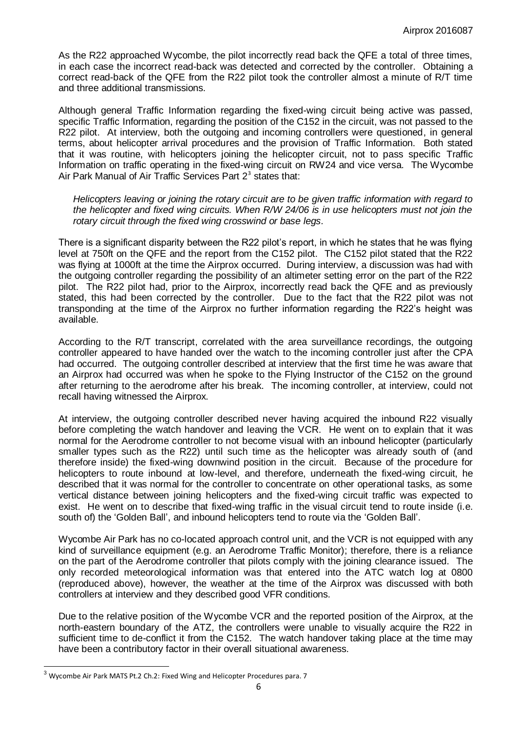As the R22 approached Wycombe, the pilot incorrectly read back the QFE a total of three times, in each case the incorrect read-back was detected and corrected by the controller. Obtaining a correct read-back of the QFE from the R22 pilot took the controller almost a minute of R/T time and three additional transmissions.

Although general Traffic Information regarding the fixed-wing circuit being active was passed, specific Traffic Information, regarding the position of the C152 in the circuit, was not passed to the R22 pilot. At interview, both the outgoing and incoming controllers were questioned, in general terms, about helicopter arrival procedures and the provision of Traffic Information. Both stated that it was routine, with helicopters joining the helicopter circuit, not to pass specific Traffic Information on traffic operating in the fixed-wing circuit on RW24 and vice versa. The Wycombe Air Park Manual of Air Traffic Services Part 2[3] states that:

> *Helicopters leaving or joining the rotary circuit are to be given traffic information with regard to the helicopter and fixed wing circuits. When R/W 24/06 is in use helicopters must not join the rotary circuit through the fixed wing crosswind or base legs.*

There is a significant disparity between the R22 pilot's report, in which he states that he was flying level at 750ft on the QFE and the report from the C152 pilot. The C152 pilot stated that the R22 was flying at 1000ft at the time the Airprox occurred. During interview, a discussion was had with the outgoing controller regarding the possibility of an altimeter setting error on the part of the R22 pilot. The R22 pilot had, prior to the Airprox, incorrectly read back the QFE and as previously stated, this had been corrected by the controller. Due to the fact that the R22 pilot was not transponding at the time of the Airprox no further information regarding the R22's height was available.

According to the R/T transcript, correlated with the area surveillance recordings, the outgoing controller appeared to have handed over the watch to the incoming controller just after the CPA had occurred. The outgoing controller described at interview that the first time he was aware that an Airprox had occurred was when he spoke to the Flying Instructor of the C152 on the ground after returning to the aerodrome after his break. The incoming controller, at interview, could not recall having witnessed the Airprox.

At interview, the outgoing controller described never having acquired the inbound R22 visually before completing the watch handover and leaving the VCR. He went on to explain that it was normal for the Aerodrome controller to not become visual with an inbound helicopter (particularly smaller types such as the R22) until such time as the helicopter was already south of (and therefore inside) the fixed-wing downwind position in the circuit. Because of the procedure for helicopters to route inbound at low-level, and therefore, underneath the fixed-wing circuit, he described that it was normal for the controller to concentrate on other operational tasks, as some vertical distance between joining helicopters and the fixed-wing circuit traffic was expected to exist. He went on to describe that fixed-wing traffic in the visual circuit tend to route inside (i.e. south of) the 'Golden Ball', and inbound helicopters tend to route via the 'Golden Ball'.

Wycombe Air Park has no co-located approach control unit, and the VCR is not equipped with any kind of surveillance equipment (e.g. an Aerodrome Traffic Monitor); therefore, there is a reliance on the part of the Aerodrome controller that pilots comply with the joining clearance issued. The only recorded meteorological information was that entered into the ATC watch log at 0800 (reproduced above), however, the weather at the time of the Airprox was discussed with both controllers at interview and they described good VFR conditions.

Due to the relative position of the Wycombe VCR and the reported position of the Airprox, at the north-eastern boundary of the ATZ, the controllers were unable to visually acquire the R22 in sufficient time to de-conflict it from the C152. The watch handover taking place at the time may have been a contributory factor in their overall situational awareness.

---

[3] Wycombe Air Park MATS Pt.2 Ch.2: Fixed Wing and Helicopter Procedures para. 7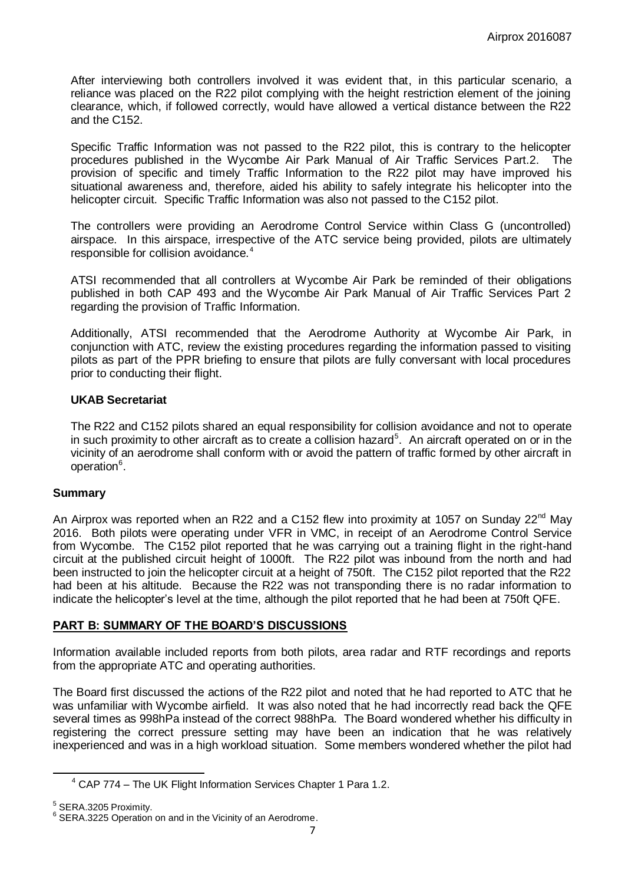After interviewing both controllers involved it was evident that, in this particular scenario, a reliance was placed on the R22 pilot complying with the height restriction element of the joining clearance, which, if followed correctly, would have allowed a vertical distance between the R22 and the C152.

Specific Traffic Information was not passed to the R22 pilot, this is contrary to the helicopter procedures published in the Wycombe Air Park Manual of Air Traffic Services Part.2. The provision of specific and timely Traffic Information to the R22 pilot may have improved his situational awareness and, therefore, aided his ability to safely integrate his helicopter into the helicopter circuit. Specific Traffic Information was also not passed to the C152 pilot.

The controllers were providing an Aerodrome Control Service within Class G (uncontrolled) airspace. In this airspace, irrespective of the ATC service being provided, pilots are ultimately responsible for collision avoidance.[4]

ATSI recommended that all controllers at Wycombe Air Park be reminded of their obligations published in both CAP 493 and the Wycombe Air Park Manual of Air Traffic Services Part 2 regarding the provision of Traffic Information.

Additionally, ATSI recommended that the Aerodrome Authority at Wycombe Air Park, in conjunction with ATC, review the existing procedures regarding the information passed to visiting pilots as part of the PPR briefing to ensure that pilots are fully conversant with local procedures prior to conducting their flight.

### UKAB Secretariat

The R22 and C152 pilots shared an equal responsibility for collision avoidance and not to operate in such proximity to other aircraft as to create a collision hazard[5]. An aircraft operated on or in the vicinity of an aerodrome shall conform with or avoid the pattern of traffic formed by other aircraft in operation[6].

## Summary

An Airprox was reported when an R22 and a C152 flew into proximity at 1057 on Sunday 22nd May 2016. Both pilots were operating under VFR in VMC, in receipt of an Aerodrome Control Service from Wycombe. The C152 pilot reported that he was carrying out a training flight in the right-hand circuit at the published circuit height of 1000ft. The R22 pilot was inbound from the north and had been instructed to join the helicopter circuit at a height of 750ft. The C152 pilot reported that the R22 had been at his altitude. Because the R22 was not transponding there is no radar information to indicate the helicopter's level at the time, although the pilot reported that he had been at 750ft QFE.

## PART B: SUMMARY OF THE BOARD'S DISCUSSIONS

Information available included reports from both pilots, area radar and RTF recordings and reports from the appropriate ATC and operating authorities.

The Board first discussed the actions of the R22 pilot and noted that he had reported to ATC that he was unfamiliar with Wycombe airfield. It was also noted that he had incorrectly read back the QFE several times as 998hPa instead of the correct 988hPa. The Board wondered whether his difficulty in registering the correct pressure setting may have been an indication that he was relatively inexperienced and was in a high workload situation. Some members wondered whether the pilot had

---

[4] CAP 774 – The UK Flight Information Services Chapter 1 Para 1.2.

[5] SERA.3205 Proximity.

[6] SERA.3225 Operation on and in the Vicinity of an Aerodrome.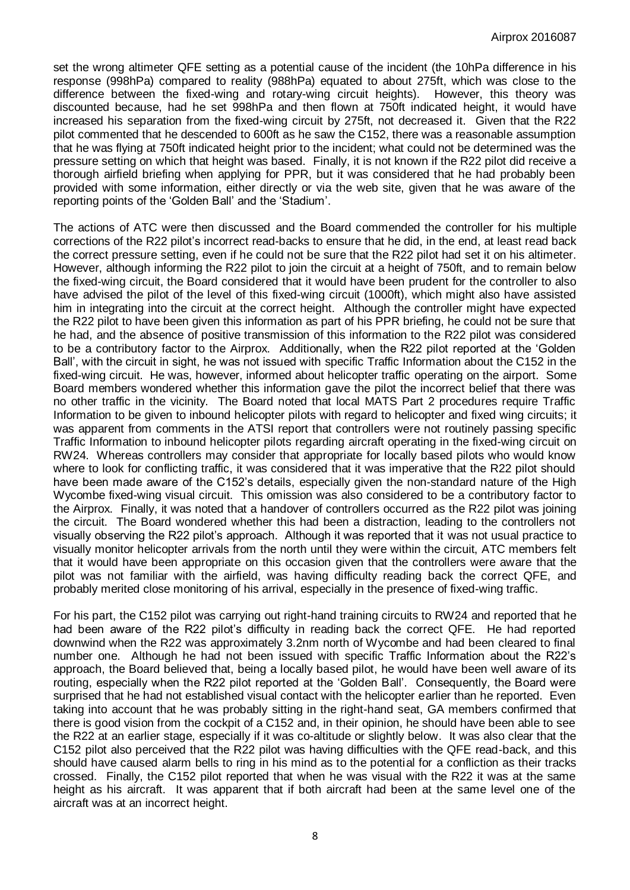set the wrong altimeter QFE setting as a potential cause of the incident (the 10hPa difference in his response (998hPa) compared to reality (988hPa) equated to about 275ft, which was close to the difference between the fixed-wing and rotary-wing circuit heights). However, this theory was discounted because, had he set 998hPa and then flown at 750ft indicated height, it would have increased his separation from the fixed-wing circuit by 275ft, not decreased it. Given that the R22 pilot commented that he descended to 600ft as he saw the C152, there was a reasonable assumption that he was flying at 750ft indicated height prior to the incident; what could not be determined was the pressure setting on which that height was based. Finally, it is not known if the R22 pilot did receive a thorough airfield briefing when applying for PPR, but it was considered that he had probably been provided with some information, either directly or via the web site, given that he was aware of the reporting points of the 'Golden Ball' and the 'Stadium'.

The actions of ATC were then discussed and the Board commended the controller for his multiple corrections of the R22 pilot's incorrect read-backs to ensure that he did, in the end, at least read back the correct pressure setting, even if he could not be sure that the R22 pilot had set it on his altimeter. However, although informing the R22 pilot to join the circuit at a height of 750ft, and to remain below the fixed-wing circuit, the Board considered that it would have been prudent for the controller to also have advised the pilot of the level of this fixed-wing circuit (1000ft), which might also have assisted him in integrating into the circuit at the correct height. Although the controller might have expected the R22 pilot to have been given this information as part of his PPR briefing, he could not be sure that he had, and the absence of positive transmission of this information to the R22 pilot was considered to be a contributory factor to the Airprox. Additionally, when the R22 pilot reported at the 'Golden Ball', with the circuit in sight, he was not issued with specific Traffic Information about the C152 in the fixed-wing circuit. He was, however, informed about helicopter traffic operating on the airport. Some Board members wondered whether this information gave the pilot the incorrect belief that there was no other traffic in the vicinity. The Board noted that local MATS Part 2 procedures require Traffic Information to be given to inbound helicopter pilots with regard to helicopter and fixed wing circuits; it was apparent from comments in the ATSI report that controllers were not routinely passing specific Traffic Information to inbound helicopter pilots regarding aircraft operating in the fixed-wing circuit on RW24. Whereas controllers may consider that appropriate for locally based pilots who would know where to look for conflicting traffic, it was considered that it was imperative that the R22 pilot should have been made aware of the C152's details, especially given the non-standard nature of the High Wycombe fixed-wing visual circuit. This omission was also considered to be a contributory factor to the Airprox. Finally, it was noted that a handover of controllers occurred as the R22 pilot was joining the circuit. The Board wondered whether this had been a distraction, leading to the controllers not visually observing the R22 pilot's approach. Although it was reported that it was not usual practice to visually monitor helicopter arrivals from the north until they were within the circuit, ATC members felt that it would have been appropriate on this occasion given that the controllers were aware that the pilot was not familiar with the airfield, was having difficulty reading back the correct QFE, and probably merited close monitoring of his arrival, especially in the presence of fixed-wing traffic.

For his part, the C152 pilot was carrying out right-hand training circuits to RW24 and reported that he had been aware of the R22 pilot's difficulty in reading back the correct QFE. He had reported downwind when the R22 was approximately 3.2nm north of Wycombe and had been cleared to final number one. Although he had not been issued with specific Traffic Information about the R22's approach, the Board believed that, being a locally based pilot, he would have been well aware of its routing, especially when the R22 pilot reported at the 'Golden Ball'. Consequently, the Board were surprised that he had not established visual contact with the helicopter earlier than he reported. Even taking into account that he was probably sitting in the right-hand seat, GA members confirmed that there is good vision from the cockpit of a C152 and, in their opinion, he should have been able to see the R22 at an earlier stage, especially if it was co-altitude or slightly below. It was also clear that the C152 pilot also perceived that the R22 pilot was having difficulties with the QFE read-back, and this should have caused alarm bells to ring in his mind as to the potential for a confliction as their tracks crossed. Finally, the C152 pilot reported that when he was visual with the R22 it was at the same height as his aircraft. It was apparent that if both aircraft had been at the same level one of the aircraft was at an incorrect height.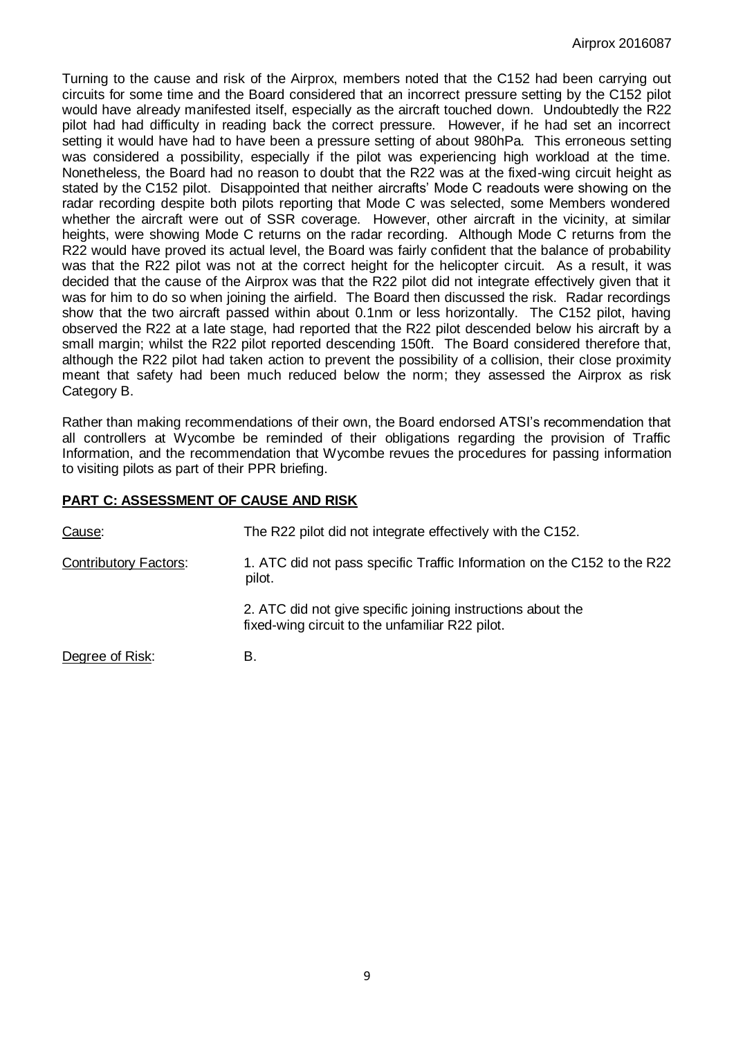Turning to the cause and risk of the Airprox, members noted that the C152 had been carrying out circuits for some time and the Board considered that an incorrect pressure setting by the C152 pilot would have already manifested itself, especially as the aircraft touched down. Undoubtedly the R22 pilot had had difficulty in reading back the correct pressure. However, if he had set an incorrect setting it would have had to have been a pressure setting of about 980hPa. This erroneous setting was considered a possibility, especially if the pilot was experiencing high workload at the time. Nonetheless, the Board had no reason to doubt that the R22 was at the fixed-wing circuit height as stated by the C152 pilot. Disappointed that neither aircrafts' Mode C readouts were showing on the radar recording despite both pilots reporting that Mode C was selected, some Members wondered whether the aircraft were out of SSR coverage. However, other aircraft in the vicinity, at similar heights, were showing Mode C returns on the radar recording. Although Mode C returns from the R22 would have proved its actual level, the Board was fairly confident that the balance of probability was that the R22 pilot was not at the correct height for the helicopter circuit. As a result, it was decided that the cause of the Airprox was that the R22 pilot did not integrate effectively given that it was for him to do so when joining the airfield. The Board then discussed the risk. Radar recordings show that the two aircraft passed within about 0.1nm or less horizontally. The C152 pilot, having observed the R22 at a late stage, had reported that the R22 pilot descended below his aircraft by a small margin; whilst the R22 pilot reported descending 150ft. The Board considered therefore that, although the R22 pilot had taken action to prevent the possibility of a collision, their close proximity meant that safety had been much reduced below the norm; they assessed the Airprox as risk Category B.

Rather than making recommendations of their own, the Board endorsed ATSI's recommendation that all controllers at Wycombe be reminded of their obligations regarding the provision of Traffic Information, and the recommendation that Wycombe revues the procedures for passing information to visiting pilots as part of their PPR briefing.

## PART C: ASSESSMENT OF CAUSE AND RISK

Cause: The R22 pilot did not integrate effectively with the C152.

Contributory Factors:

1. ATC did not pass specific Traffic Information on the C152 to the R22 pilot.
2. ATC did not give specific joining instructions about the fixed-wing circuit to the unfamiliar R22 pilot.

Degree of Risk: B.